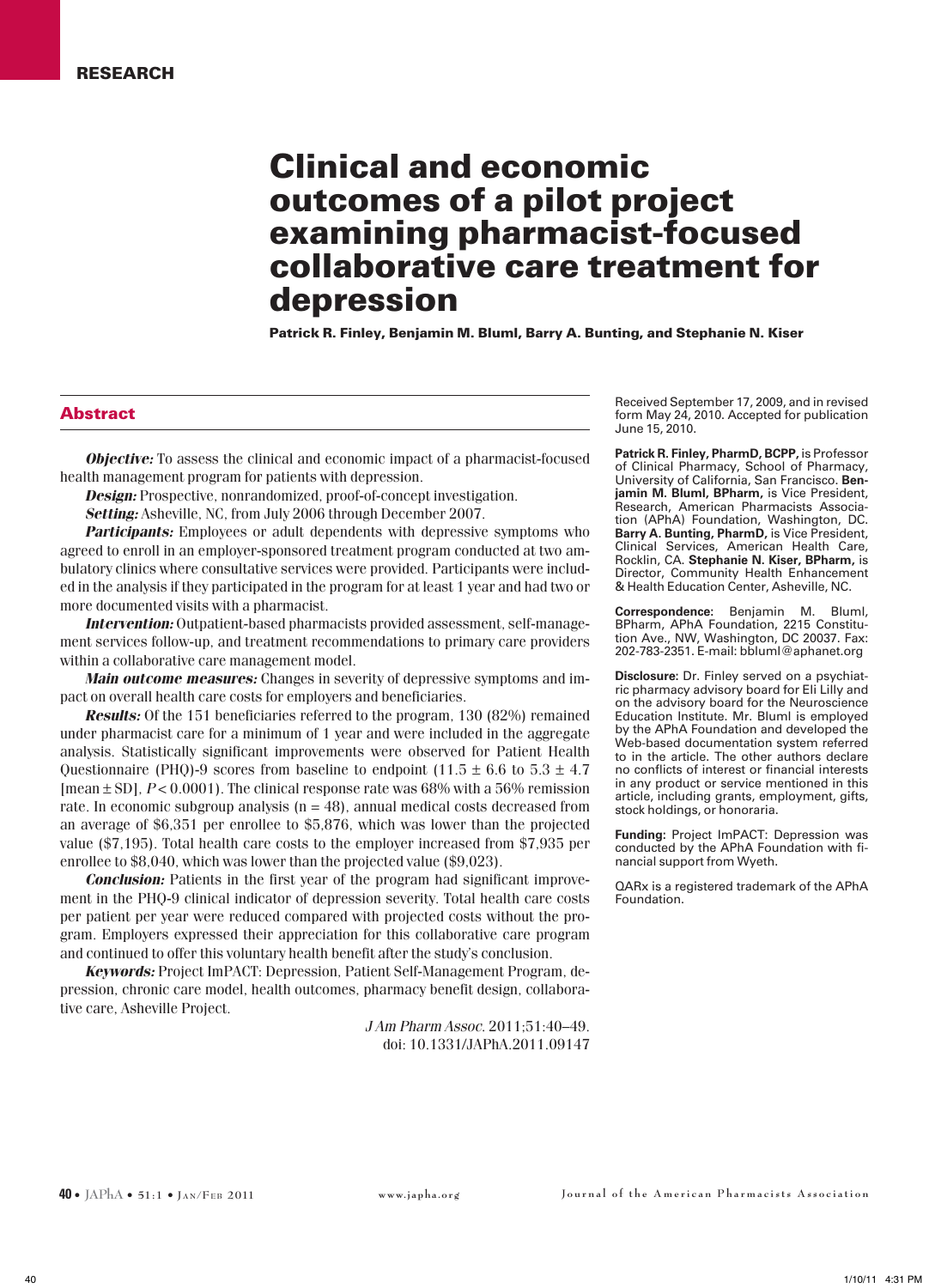RESEARCH

# Clinical and economic outcomes of a pilot project examining pharmacist-focused collaborative care treatment for depression

**Patrick R. Finley, Benjamin M. Bluml, Barry A. Bunting, and Stephanie N. Kiser**

## Abstract

***Objective:*** To assess the clinical and economic impact of a pharmacist-focused health management program for patients with depression.

***Design:*** Prospective, nonrandomized, proof-of-concept investigation.

***Setting:*** Asheville, NC, from July 2006 through December 2007.

***Participants:*** Employees or adult dependents with depressive symptoms who agreed to enroll in an employer-sponsored treatment program conducted at two ambulatory clinics where consultative services were provided. Participants were included in the analysis if they participated in the program for at least 1 year and had two or more documented visits with a pharmacist.

***Intervention:*** Outpatient-based pharmacists provided assessment, self-management services follow-up, and treatment recommendations to primary care providers within a collaborative care management model.

***Main outcome measures:*** Changes in severity of depressive symptoms and impact on overall health care costs for employers and beneficiaries.

***Results:*** Of the 151 beneficiaries referred to the program, 130 (82%) remained under pharmacist care for a minimum of 1 year and were included in the aggregate analysis. Statistically significant improvements were observed for Patient Health Questionnaire (PHQ)-9 scores from baseline to endpoint ($11.5 \pm 6.6$ to $5.3 \pm 4.7$ [mean $\pm$ SD], $P < 0.0001$). The clinical response rate was 68% with a 56% remission rate. In economic subgroup analysis (n = 48), annual medical costs decreased from an average of $6,351 per enrollee to $5,876, which was lower than the projected value ($7,195). Total health care costs to the employer increased from $7,935 per enrollee to $8,040, which was lower than the projected value ($9,023).

***Conclusion:*** Patients in the first year of the program had significant improvement in the PHQ-9 clinical indicator of depression severity. Total health care costs per patient per year were reduced compared with projected costs without the program. Employers expressed their appreciation for this collaborative care program and continued to offer this voluntary health benefit after the study's conclusion.

***Keywords:*** Project ImPACT: Depression, Patient Self-Management Program, depression, chronic care model, health outcomes, pharmacy benefit design, collaborative care, Asheville Project.

*J Am Pharm Assoc.* 2011;51:40–49.
doi: 10.1331/JAPhA.2011.09147

Received September 17, 2009, and in revised form May 24, 2010. Accepted for publication June 15, 2010.

**Patrick R. Finley, PharmD, BCPP,** is Professor of Clinical Pharmacy, School of Pharmacy, University of California, San Francisco. **Benjamin M. Bluml, BPharm,** is Vice President, Research, American Pharmacists Association (APhA) Foundation, Washington, DC. **Barry A. Bunting, PharmD,** is Vice President, Clinical Services, American Health Care, Rocklin, CA. **Stephanie N. Kiser, BPharm,** is Director, Community Health Enhancement & Health Education Center, Asheville, NC.

**Correspondence:** Benjamin M. Bluml, BPharm, APhA Foundation, 2215 Constitution Ave., NW, Washington, DC 20037. Fax: 202-783-2351. E-mail: bbluml@aphanet.org

**Disclosure:** Dr. Finley served on a psychiatric pharmacy advisory board for Eli Lilly and on the advisory board for the Neuroscience Education Institute. Mr. Bluml is employed by the APhA Foundation and developed the Web-based documentation system referred to in the article. The other authors declare no conflicts of interest or financial interests in any product or service mentioned in this article, including grants, employment, gifts, stock holdings, or honoraria.

**Funding:** Project ImPACT: Depression was conducted by the APhA Foundation with financial support from Wyeth.

QARx is a registered trademark of the APhA Foundation.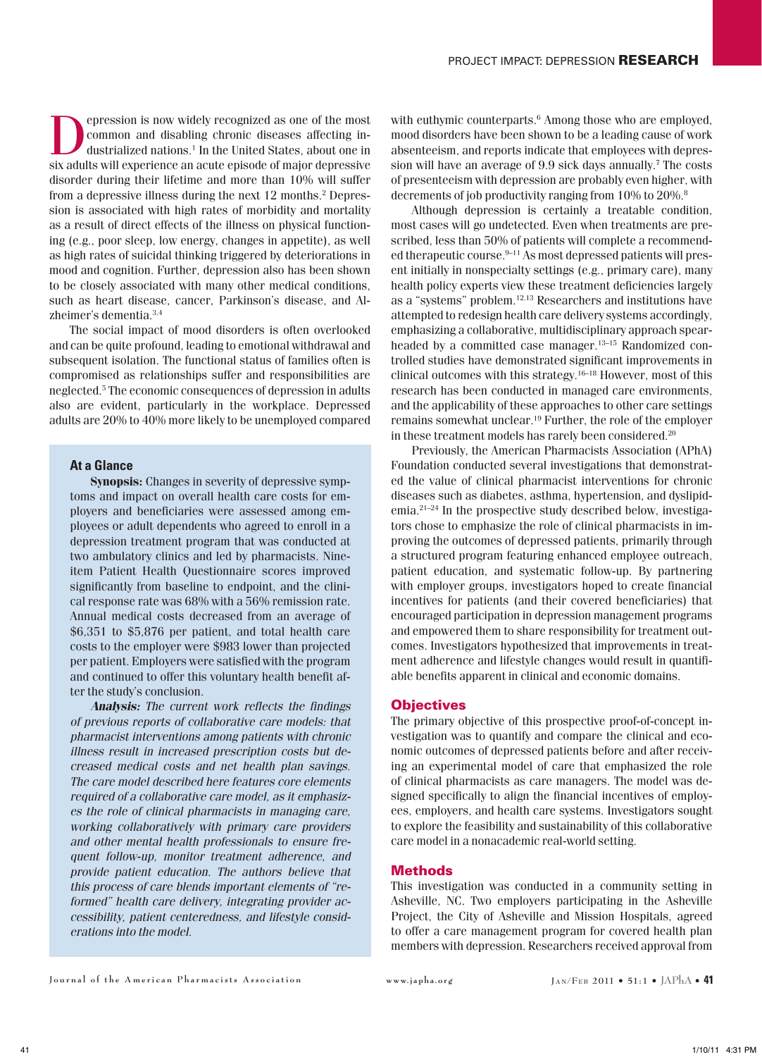Depression is now widely recognized as one of the most common and disabling chronic diseases affecting industrialized nations.[1] In the United States, about one in six adults will experience an acute episode of major depressive disorder during their lifetime and more than 10% will suffer from a depressive illness during the next 12 months.[2] Depression is associated with high rates of morbidity and mortality as a result of direct effects of the illness on physical functioning (e.g., poor sleep, low energy, changes in appetite), as well as high rates of suicidal thinking triggered by deteriorations in mood and cognition. Further, depression also has been shown to be closely associated with many other medical conditions, such as heart disease, cancer, Parkinson's disease, and Alzheimer's dementia.[3,4]

The social impact of mood disorders is often overlooked and can be quite profound, leading to emotional withdrawal and subsequent isolation. The functional status of families often is compromised as relationships suffer and responsibilities are neglected.[5] The economic consequences of depression in adults also are evident, particularly in the workplace. Depressed adults are 20% to 40% more likely to be unemployed compared with euthymic counterparts.[6] Among those who are employed, mood disorders have been shown to be a leading cause of work absenteeism, and reports indicate that employees with depression will have an average of 9.9 sick days annually.[7] The costs of presenteeism with depression are probably even higher, with decrements of job productivity ranging from 10% to 20%.[8]

Although depression is certainly a treatable condition, most cases will go undetected. Even when treatments are prescribed, less than 50% of patients will complete a recommended therapeutic course.[9–11] As most depressed patients will present initially in nonspecialty settings (e.g., primary care), many health policy experts view these treatment deficiencies largely as a "systems" problem.[12,13] Researchers and institutions have attempted to redesign health care delivery systems accordingly, emphasizing a collaborative, multidisciplinary approach spearheaded by a committed case manager.[13–15] Randomized controlled studies have demonstrated significant improvements in clinical outcomes with this strategy.[16–18] However, most of this research has been conducted in managed care environments, and the applicability of these approaches to other care settings remains somewhat unclear.[19] Further, the role of the employer in these treatment models has rarely been considered.[20]

Previously, the American Pharmacists Association (APhA) Foundation conducted several investigations that demonstrated the value of clinical pharmacist interventions for chronic diseases such as diabetes, asthma, hypertension, and dyslipidemia.[21–24] In the prospective study described below, investigators chose to emphasize the role of clinical pharmacists in improving the outcomes of depressed patients, primarily through a structured program featuring enhanced employee outreach, patient education, and systematic follow-up. By partnering with employer groups, investigators hoped to create financial incentives for patients (and their covered beneficiaries) that encouraged participation in depression management programs and empowered them to share responsibility for treatment outcomes. Investigators hypothesized that improvements in treatment adherence and lifestyle changes would result in quantifiable benefits apparent in clinical and economic domains.

> ### At a Glance
>
> **Synopsis:** Changes in severity of depressive symptoms and impact on overall health care costs for employers and beneficiaries were assessed among employees or adult dependents who agreed to enroll in a depression treatment program that was conducted at two ambulatory clinics and led by pharmacists. Nine-item Patient Health Questionnaire scores improved significantly from baseline to endpoint, and the clinical response rate was 68% with a 56% remission rate. Annual medical costs decreased from an average of \$6,351 to \$5,876 per patient, and total health care costs to the employer were \$983 lower than projected per patient. Employers were satisfied with the program and continued to offer this voluntary health benefit after the study's conclusion.
>
> ***Analysis:*** *The current work reflects the findings of previous reports of collaborative care models: that pharmacist interventions among patients with chronic illness result in increased prescription costs but decreased medical costs and net health plan savings. The care model described here features core elements required of a collaborative care model, as it emphasizes the role of clinical pharmacists in managing care, working collaboratively with primary care providers and other mental health professionals to ensure frequent follow-up, monitor treatment adherence, and provide patient education. The authors believe that this process of care blends important elements of "reformed" health care delivery, integrating provider accessibility, patient centeredness, and lifestyle considerations into the model.*

## Objectives

The primary objective of this prospective proof-of-concept investigation was to quantify and compare the clinical and economic outcomes of depressed patients before and after receiving an experimental model of care that emphasized the role of clinical pharmacists as care managers. The model was designed specifically to align the financial incentives of employees, employers, and health care systems. Investigators sought to explore the feasibility and sustainability of this collaborative care model in a nonacademic real-world setting.

## Methods

This investigation was conducted in a community setting in Asheville, NC. Two employers participating in the Asheville Project, the City of Asheville and Mission Hospitals, agreed to offer a care management program for covered health plan members with depression. Researchers received approval from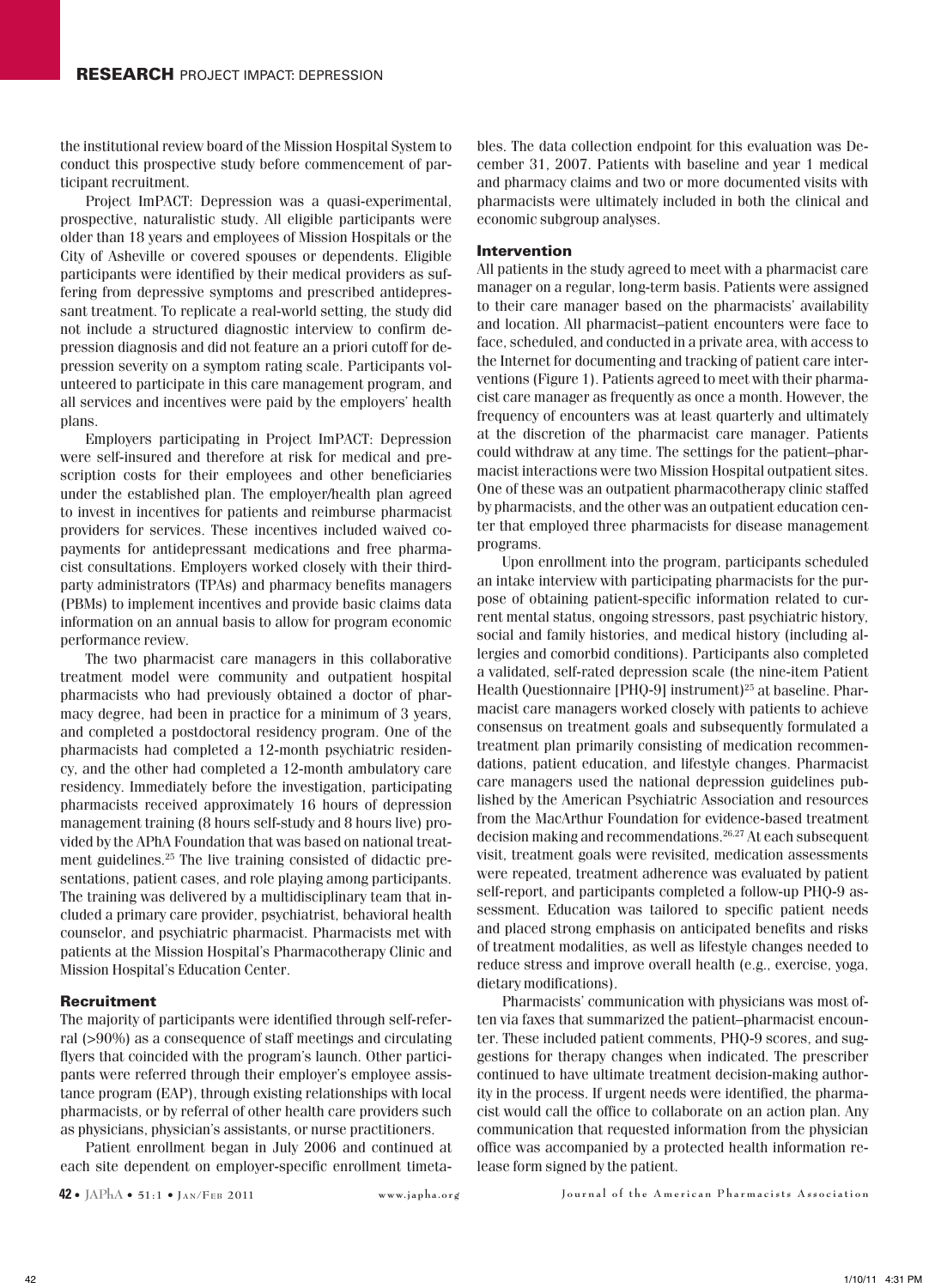the institutional review board of the Mission Hospital System to conduct this prospective study before commencement of participant recruitment.

Project ImPACT: Depression was a quasi-experimental, prospective, naturalistic study. All eligible participants were older than 18 years and employees of Mission Hospitals or the City of Asheville or covered spouses or dependents. Eligible participants were identified by their medical providers as suffering from depressive symptoms and prescribed antidepressant treatment. To replicate a real-world setting, the study did not include a structured diagnostic interview to confirm depression diagnosis and did not feature an a priori cutoff for depression severity on a symptom rating scale. Participants volunteered to participate in this care management program, and all services and incentives were paid by the employers' health plans.

Employers participating in Project ImPACT: Depression were self-insured and therefore at risk for medical and prescription costs for their employees and other beneficiaries under the established plan. The employer/health plan agreed to invest in incentives for patients and reimburse pharmacist providers for services. These incentives included waived copayments for antidepressant medications and free pharmacist consultations. Employers worked closely with their third-party administrators (TPAs) and pharmacy benefits managers (PBMs) to implement incentives and provide basic claims data information on an annual basis to allow for program economic performance review.

The two pharmacist care managers in this collaborative treatment model were community and outpatient hospital pharmacists who had previously obtained a doctor of pharmacy degree, had been in practice for a minimum of 3 years, and completed a postdoctoral residency program. One of the pharmacists had completed a 12-month psychiatric residency, and the other had completed a 12-month ambulatory care residency. Immediately before the investigation, participating pharmacists received approximately 16 hours of depression management training (8 hours self-study and 8 hours live) provided by the APhA Foundation that was based on national treatment guidelines.[25] The live training consisted of didactic presentations, patient cases, and role playing among participants. The training was delivered by a multidisciplinary team that included a primary care provider, psychiatrist, behavioral health counselor, and psychiatric pharmacist. Pharmacists met with patients at the Mission Hospital's Pharmacotherapy Clinic and Mission Hospital's Education Center.

## Recruitment

The majority of participants were identified through self-referral (>90%) as a consequence of staff meetings and circulating flyers that coincided with the program's launch. Other participants were referred through their employer's employee assistance program (EAP), through existing relationships with local pharmacists, or by referral of other health care providers such as physicians, physician's assistants, or nurse practitioners.

Patient enrollment began in July 2006 and continued at each site dependent on employer-specific enrollment timetables. The data collection endpoint for this evaluation was December 31, 2007. Patients with baseline and year 1 medical and pharmacy claims and two or more documented visits with pharmacists were ultimately included in both the clinical and economic subgroup analyses.

## Intervention

All patients in the study agreed to meet with a pharmacist care manager on a regular, long-term basis. Patients were assigned to their care manager based on the pharmacists' availability and location. All pharmacist–patient encounters were face to face, scheduled, and conducted in a private area, with access to the Internet for documenting and tracking of patient care interventions (Figure 1). Patients agreed to meet with their pharmacist care manager as frequently as once a month. However, the frequency of encounters was at least quarterly and ultimately at the discretion of the pharmacist care manager. Patients could withdraw at any time. The settings for the patient–pharmacist interactions were two Mission Hospital outpatient sites. One of these was an outpatient pharmacotherapy clinic staffed by pharmacists, and the other was an outpatient education center that employed three pharmacists for disease management programs.

Upon enrollment into the program, participants scheduled an intake interview with participating pharmacists for the purpose of obtaining patient-specific information related to current mental status, ongoing stressors, past psychiatric history, social and family histories, and medical history (including allergies and comorbid conditions). Participants also completed a validated, self-rated depression scale (the nine-item Patient Health Questionnaire [PHQ-9] instrument)[25] at baseline. Pharmacist care managers worked closely with patients to achieve consensus on treatment goals and subsequently formulated a treatment plan primarily consisting of medication recommendations, patient education, and lifestyle changes. Pharmacist care managers used the national depression guidelines published by the American Psychiatric Association and resources from the MacArthur Foundation for evidence-based treatment decision making and recommendations.[26,27] At each subsequent visit, treatment goals were revisited, medication assessments were repeated, treatment adherence was evaluated by patient self-report, and participants completed a follow-up PHQ-9 assessment. Education was tailored to specific patient needs and placed strong emphasis on anticipated benefits and risks of treatment modalities, as well as lifestyle changes needed to reduce stress and improve overall health (e.g., exercise, yoga, dietary modifications).

Pharmacists' communication with physicians was most often via faxes that summarized the patient–pharmacist encounter. These included patient comments, PHQ-9 scores, and suggestions for therapy changes when indicated. The prescriber continued to have ultimate treatment decision-making authority in the process. If urgent needs were identified, the pharmacist would call the office to collaborate on an action plan. Any communication that requested information from the physician office was accompanied by a protected health information release form signed by the patient.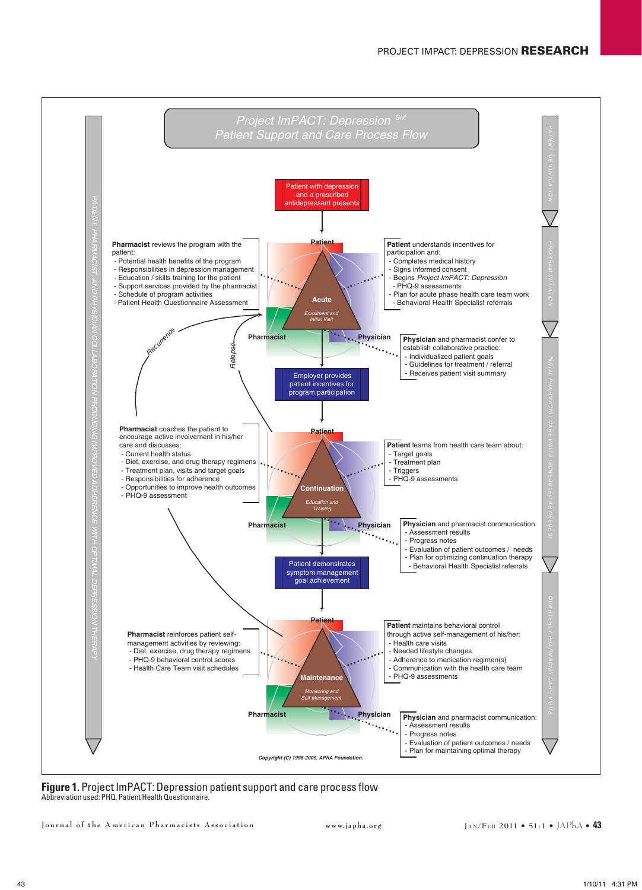# Project ImPACT: Depression[SM]

## Patient Support and Care Process Flow

PATIENT, PHARMACIST, AND PHYSICIAN COLLABORATION PRODUCING IMPROVED ADHERENCE WITH OPTIMAL DEPRESSION THERAPY

PATIENT IDENTIFICATION

Patient with depression and a prescribed antidepressant presents

PROGRAM INITIATION

**Acute** — *Enrollment and Initial Visit* (Patient / Pharmacist / Physician)

**Pharmacist** reviews the program with the patient:
- Potential health benefits of the program
- Responsibilities in depression management
- Education / skills training for the patient
- Support services provided by the pharmacist
- Schedule of program activities
- Patient Health Questionnaire Assessment

**Patient** understands incentives for participation and:
- Completes medical history
- Signs informed consent
- Begins *Project ImPACT: Depression*
  - PHQ-9 assessments
- Plan for acute phase health care team work
  - Behavioral Health Specialist referrals

**Physician** and pharmacist confer to establish collaborative practice:
- Individualized patient goals
- Guidelines for treatment / referral
- Receives patient visit summary

Employer provides patient incentives for program participation

INITIAL PHARMACIST CARE VISITS (SCHEDULED AS NEEDED)

Recurrence

Relapse

**Continuation** — *Education and Training* (Patient / Pharmacist / Physician)

**Pharmacist** coaches the patient to encourage active involvement in his/her care and discusses:
- Current health status
- Diet, exercise, and drug therapy regimens
- Treatment plan, visits and target goals
- Responsibilities for adherence
- Opportunities to improve health outcomes
- PHQ-9 assessment

**Patient** learns from health care team about:
- Target goals
- Treatment plan
- Triggers
- PHQ-9 assessments

**Physician** and pharmacist communication:
- Assessment results
- Progress notes
- Evaluation of patient outcomes / needs
- Plan for optimizing continuation therapy
- Behavioral Health Specialist referrals

Patient demonstrates symptom management goal achievement

QUARTERLY PHARMACIST CARE VISITS

**Maintenance** — *Monitoring and Self-Management* (Patient / Pharmacist / Physician)

**Pharmacist** reinforces patient self-management activities by reviewing:
- Diet, exercise, drug therapy regimens
- PHQ-9 behavioral control scores
- Health Care Team visit schedules

**Patient** maintains behavioral control through active self-management of his/her:
- Health care visits
- Needed lifestyle changes
- Adherence to medication regimen(s)
- Communication with the health care team
- PHQ-9 assessments

**Physician** and pharmacist communication:
- Assessment results
- Progress notes
- Evaluation of patient outcomes / needs
- Plan for maintaining optimal therapy

*Copyright (C) 1998-2009, APhA Foundation.*

**Figure 1.** Project ImPACT: Depression patient support and care process flow
Abbreviation used: PHQ, Patient Health Questionnaire.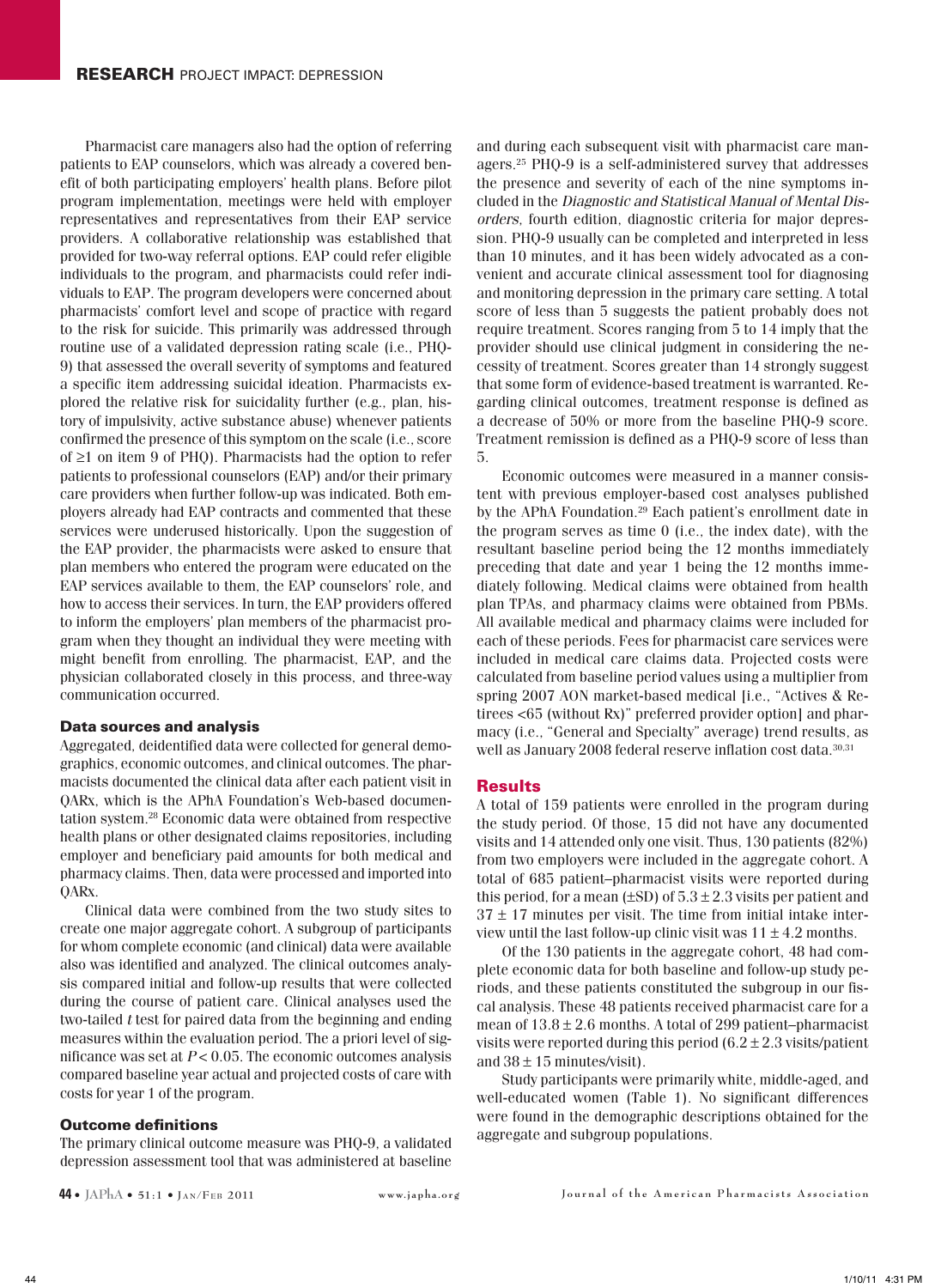Pharmacist care managers also had the option of referring patients to EAP counselors, which was already a covered benefit of both participating employers' health plans. Before pilot program implementation, meetings were held with employer representatives and representatives from their EAP service providers. A collaborative relationship was established that provided for two-way referral options. EAP could refer eligible individuals to the program, and pharmacists could refer individuals to EAP. The program developers were concerned about pharmacists' comfort level and scope of practice with regard to the risk for suicide. This primarily was addressed through routine use of a validated depression rating scale (i.e., PHQ-9) that assessed the overall severity of symptoms and featured a specific item addressing suicidal ideation. Pharmacists explored the relative risk for suicidality further (e.g., plan, history of impulsivity, active substance abuse) whenever patients confirmed the presence of this symptom on the scale (i.e., score of ≥1 on item 9 of PHQ). Pharmacists had the option to refer patients to professional counselors (EAP) and/or their primary care providers when further follow-up was indicated. Both employers already had EAP contracts and commented that these services were underused historically. Upon the suggestion of the EAP provider, the pharmacists were asked to ensure that plan members who entered the program were educated on the EAP services available to them, the EAP counselors' role, and how to access their services. In turn, the EAP providers offered to inform the employers' plan members of the pharmacist program when they thought an individual they were meeting with might benefit from enrolling. The pharmacist, EAP, and the physician collaborated closely in this process, and three-way communication occurred.

### Data sources and analysis

Aggregated, deidentified data were collected for general demographics, economic outcomes, and clinical outcomes. The pharmacists documented the clinical data after each patient visit in QARx, which is the APhA Foundation's Web-based documentation system.[28] Economic data were obtained from respective health plans or other designated claims repositories, including employer and beneficiary paid amounts for both medical and pharmacy claims. Then, data were processed and imported into QARx.

Clinical data were combined from the two study sites to create one major aggregate cohort. A subgroup of participants for whom complete economic (and clinical) data were available also was identified and analyzed. The clinical outcomes analysis compared initial and follow-up results that were collected during the course of patient care. Clinical analyses used the two-tailed *t* test for paired data from the beginning and ending measures within the evaluation period. The a priori level of significance was set at $P < 0.05$. The economic outcomes analysis compared baseline year actual and projected costs of care with costs for year 1 of the program.

### Outcome definitions

The primary clinical outcome measure was PHQ-9, a validated depression assessment tool that was administered at baseline and during each subsequent visit with pharmacist care managers.[25] PHQ-9 is a self-administered survey that addresses the presence and severity of each of the nine symptoms included in the *Diagnostic and Statistical Manual of Mental Disorders*, fourth edition, diagnostic criteria for major depression. PHQ-9 usually can be completed and interpreted in less than 10 minutes, and it has been widely advocated as a convenient and accurate clinical assessment tool for diagnosing and monitoring depression in the primary care setting. A total score of less than 5 suggests the patient probably does not require treatment. Scores ranging from 5 to 14 imply that the provider should use clinical judgment in considering the necessity of treatment. Scores greater than 14 strongly suggest that some form of evidence-based treatment is warranted. Regarding clinical outcomes, treatment response is defined as a decrease of 50% or more from the baseline PHQ-9 score. Treatment remission is defined as a PHQ-9 score of less than 5.

Economic outcomes were measured in a manner consistent with previous employer-based cost analyses published by the APhA Foundation.[29] Each patient's enrollment date in the program serves as time 0 (i.e., the index date), with the resultant baseline period being the 12 months immediately preceding that date and year 1 being the 12 months immediately following. Medical claims were obtained from health plan TPAs, and pharmacy claims were obtained from PBMs. All available medical and pharmacy claims were included for each of these periods. Fees for pharmacist care services were included in medical care claims data. Projected costs were calculated from baseline period values using a multiplier from spring 2007 AON market-based medical [i.e., "Actives & Retirees <65 (without Rx)" preferred provider option] and pharmacy (i.e., "General and Specialty" average) trend results, as well as January 2008 federal reserve inflation cost data.[30,31]

## Results

A total of 159 patients were enrolled in the program during the study period. Of those, 15 did not have any documented visits and 14 attended only one visit. Thus, 130 patients (82%) from two employers were included in the aggregate cohort. A total of 685 patient–pharmacist visits were reported during this period, for a mean (±SD) of 5.3 ± 2.3 visits per patient and 37 ± 17 minutes per visit. The time from initial intake interview until the last follow-up clinic visit was 11 ± 4.2 months.

Of the 130 patients in the aggregate cohort, 48 had complete economic data for both baseline and follow-up study periods, and these patients constituted the subgroup in our fiscal analysis. These 48 patients received pharmacist care for a mean of 13.8 ± 2.6 months. A total of 299 patient–pharmacist visits were reported during this period (6.2 ± 2.3 visits/patient and 38 ± 15 minutes/visit).

Study participants were primarily white, middle-aged, and well-educated women (Table 1). No significant differences were found in the demographic descriptions obtained for the aggregate and subgroup populations.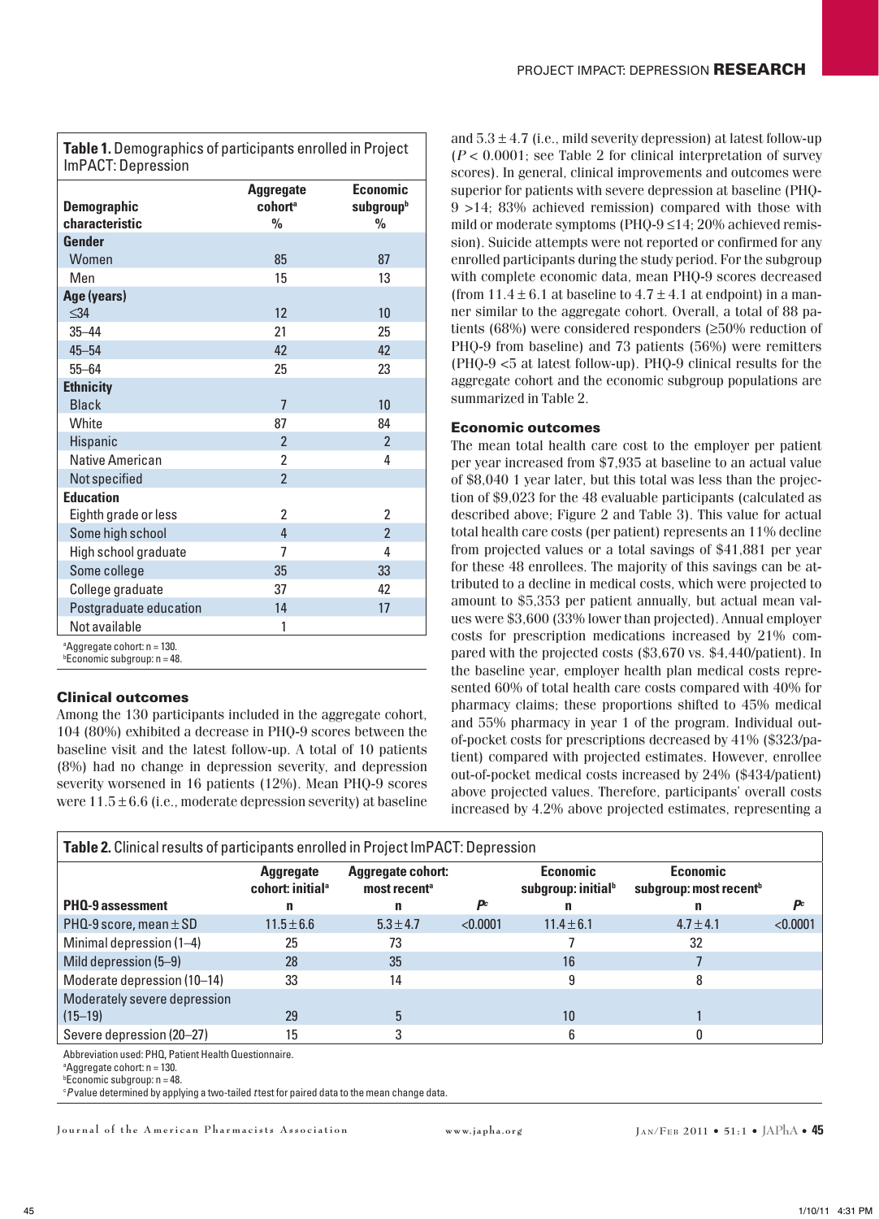**Table 1.** Demographics of participants enrolled in Project ImPACT: Depression

| Demographic characteristic | Aggregate cohort[a] % | Economic subgroup[b] % |
|---|---|---|
| **Gender** | | |
| Women | 85 | 87 |
| Men | 15 | 13 |
| **Age (years)** | | |
| ≤34 | 12 | 10 |
| 35–44 | 21 | 25 |
| 45–54 | 42 | 42 |
| 55–64 | 25 | 23 |
| **Ethnicity** | | |
| Black | 7 | 10 |
| White | 87 | 84 |
| Hispanic | 2 | 2 |
| Native American | 2 | 4 |
| Not specified | 2 | |
| **Education** | | |
| Eighth grade or less | 2 | 2 |
| Some high school | 4 | 2 |
| High school graduate | 7 | 4 |
| Some college | 35 | 33 |
| College graduate | 37 | 42 |
| Postgraduate education | 14 | 17 |
| Not available | 1 | |

[a]Aggregate cohort: n = 130.
[b]Economic subgroup: n = 48.

### Clinical outcomes

Among the 130 participants included in the aggregate cohort, 104 (80%) exhibited a decrease in PHQ-9 scores between the baseline visit and the latest follow-up. A total of 10 patients (8%) had no change in depression severity, and depression severity worsened in 16 patients (12%). Mean PHQ-9 scores were 11.5 ± 6.6 (i.e., moderate depression severity) at baseline and 5.3 ± 4.7 (i.e., mild severity depression) at latest follow-up ($P < 0.0001$; see Table 2 for clinical interpretation of survey scores). In general, clinical improvements and outcomes were superior for patients with severe depression at baseline (PHQ-9 >14; 83% achieved remission) compared with those with mild or moderate symptoms (PHQ-9 ≤14; 20% achieved remission). Suicide attempts were not reported or confirmed for any enrolled participants during the study period. For the subgroup with complete economic data, mean PHQ-9 scores decreased (from 11.4 ± 6.1 at baseline to 4.7 ± 4.1 at endpoint) in a manner similar to the aggregate cohort. Overall, a total of 88 patients (68%) were considered responders (≥50% reduction of PHQ-9 from baseline) and 73 patients (56%) were remitters (PHQ-9 <5 at latest follow-up). PHQ-9 clinical results for the aggregate cohort and the economic subgroup populations are summarized in Table 2.

### Economic outcomes

The mean total health care cost to the employer per patient per year increased from $7,935 at baseline to an actual value of $8,040 1 year later, but this total was less than the projection of $9,023 for the 48 evaluable participants (calculated as described above; Figure 2 and Table 3). This value for actual total health care costs (per patient) represents an 11% decline from projected values or a total savings of $41,881 per year for these 48 enrollees. The majority of this savings can be attributed to a decline in medical costs, which were projected to amount to $5,353 per patient annually, but actual mean values were $3,600 (33% lower than projected). Annual employer costs for prescription medications increased by 21% compared with the projected costs ($3,670 vs. $4,440/patient). In the baseline year, employer health plan medical costs represented 60% of total health care costs compared with 40% for pharmacy claims; these proportions shifted to 45% medical and 55% pharmacy in year 1 of the program. Individual out-of-pocket costs for prescriptions decreased by 41% ($323/patient) compared with projected estimates. However, enrollee out-of-pocket medical costs increased by 24% ($434/patient) above projected values. Therefore, participants' overall costs increased by 4.2% above projected estimates, representing a

**Table 2.** Clinical results of participants enrolled in Project ImPACT: Depression

| PHQ-9 assessment | Aggregate cohort: initial[a] n | Aggregate cohort: most recent[a] n | $P$[c] | Economic subgroup: initial[b] n | Economic subgroup: most recent[b] n | $P$[c] |
|---|---|---|---|---|---|---|
| PHQ-9 score, mean ± SD | 11.5 ± 6.6 | 5.3 ± 4.7 | <0.0001 | 11.4 ± 6.1 | 4.7 ± 4.1 | <0.0001 |
| Minimal depression (1–4) | 25 | 73 | | 7 | 32 | |
| Mild depression (5–9) | 28 | 35 | | 16 | 7 | |
| Moderate depression (10–14) | 33 | 14 | | 9 | 8 | |
| Moderately severe depression (15–19) | 29 | 5 | | 10 | 1 | |
| Severe depression (20–27) | 15 | 3 | | 6 | 0 | |

Abbreviation used: PHQ, Patient Health Questionnaire.
[a]Aggregate cohort: n = 130.
[b]Economic subgroup: n = 48.
[c]*P* value determined by applying a two-tailed *t* test for paired data to the mean change data.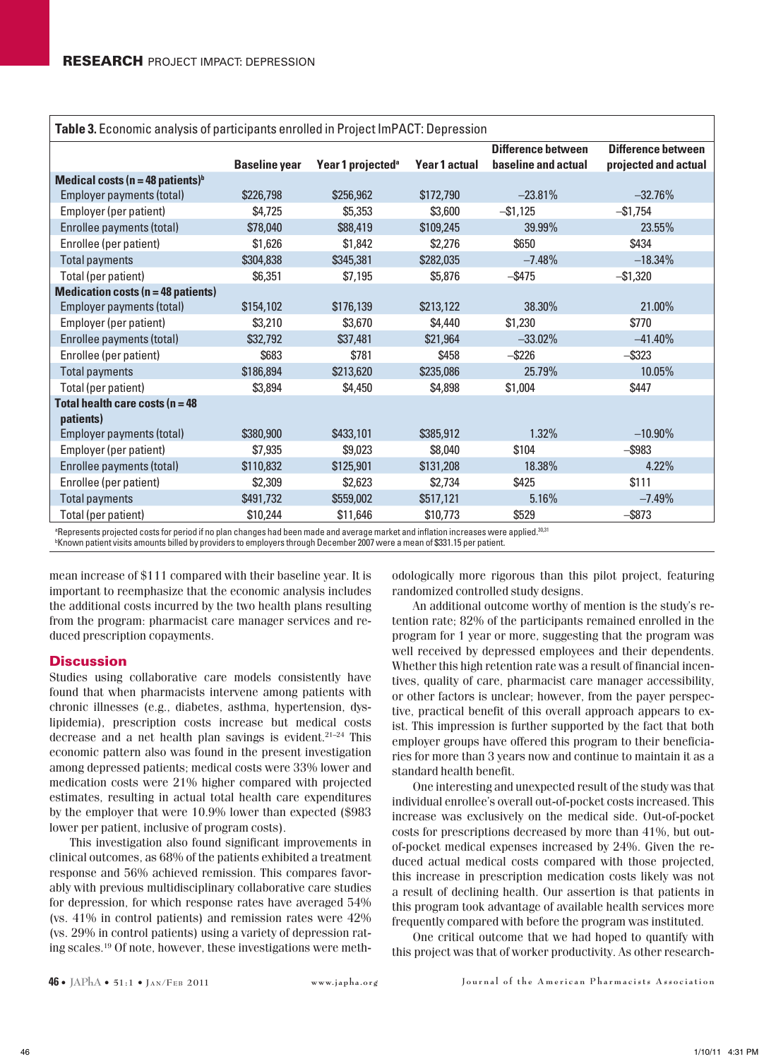**Table 3.** Economic analysis of participants enrolled in Project ImPACT: Depression

| | Baseline year | Year 1 projected[a] | Year 1 actual | Difference between baseline and actual | Difference between projected and actual |
|---|---|---|---|---|---|
| **Medical costs (n = 48 patients)[b]** | | | | | |
| Employer payments (total) | $226,798 | $256,962 | $172,790 | –23.81% | –32.76% |
| Employer (per patient) | $4,725 | $5,353 | $3,600 | –$1,125 | –$1,754 |
| Enrollee payments (total) | $78,040 | $88,419 | $109,245 | 39.99% | 23.55% |
| Enrollee (per patient) | $1,626 | $1,842 | $2,276 | $650 | $434 |
| Total payments | $304,838 | $345,381 | $282,035 | –7.48% | –18.34% |
| Total (per patient) | $6,351 | $7,195 | $5,876 | –$475 | –$1,320 |
| **Medication costs (n = 48 patients)** | | | | | |
| Employer payments (total) | $154,102 | $176,139 | $213,122 | 38.30% | 21.00% |
| Employer (per patient) | $3,210 | $3,670 | $4,440 | $1,230 | $770 |
| Enrollee payments (total) | $32,792 | $37,481 | $21,964 | –33.02% | –41.40% |
| Enrollee (per patient) | $683 | $781 | $458 | –$226 | –$323 |
| Total payments | $186,894 | $213,620 | $235,086 | 25.79% | 10.05% |
| Total (per patient) | $3,894 | $4,450 | $4,898 | $1,004 | $447 |
| **Total health care costs (n = 48 patients)** | | | | | |
| Employer payments (total) | $380,900 | $433,101 | $385,912 | 1.32% | –10.90% |
| Employer (per patient) | $7,935 | $9,023 | $8,040 | $104 | –$983 |
| Enrollee payments (total) | $110,832 | $125,901 | $131,208 | 18.38% | 4.22% |
| Enrollee (per patient) | $2,309 | $2,623 | $2,734 | $425 | $111 |
| Total payments | $491,732 | $559,002 | $517,121 | 5.16% | –7.49% |
| Total (per patient) | $10,244 | $11,646 | $10,773 | $529 | –$873 |

[a]Represents projected costs for period if no plan changes had been made and average market and inflation increases were applied.[30,31]
[b]Known patient visits amounts billed by providers to employers through December 2007 were a mean of $331.15 per patient.

mean increase of $111 compared with their baseline year. It is important to reemphasize that the economic analysis includes the additional costs incurred by the two health plans resulting from the program: pharmacist care manager services and reduced prescription copayments.

## Discussion

Studies using collaborative care models consistently have found that when pharmacists intervene among patients with chronic illnesses (e.g., diabetes, asthma, hypertension, dyslipidemia), prescription costs increase but medical costs decrease and a net health plan savings is evident.[21–24] This economic pattern also was found in the present investigation among depressed patients; medical costs were 33% lower and medication costs were 21% higher compared with projected estimates, resulting in actual total health care expenditures by the employer that were 10.9% lower than expected ($983 lower per patient, inclusive of program costs).

This investigation also found significant improvements in clinical outcomes, as 68% of the patients exhibited a treatment response and 56% achieved remission. This compares favorably with previous multidisciplinary collaborative care studies for depression, for which response rates have averaged 54% (vs. 41% in control patients) and remission rates were 42% (vs. 29% in control patients) using a variety of depression rating scales.[19] Of note, however, these investigations were methodologically more rigorous than this pilot project, featuring randomized controlled study designs.

An additional outcome worthy of mention is the study's retention rate; 82% of the participants remained enrolled in the program for 1 year or more, suggesting that the program was well received by depressed employees and their dependents. Whether this high retention rate was a result of financial incentives, quality of care, pharmacist care manager accessibility, or other factors is unclear; however, from the payer perspective, practical benefit of this overall approach appears to exist. This impression is further supported by the fact that both employer groups have offered this program to their beneficiaries for more than 3 years now and continue to maintain it as a standard health benefit.

One interesting and unexpected result of the study was that individual enrollee's overall out-of-pocket costs increased. This increase was exclusively on the medical side. Out-of-pocket costs for prescriptions decreased by more than 41%, but out-of-pocket medical expenses increased by 24%. Given the reduced actual medical costs compared with those projected, this increase in prescription medication costs likely was not a result of declining health. Our assertion is that patients in this program took advantage of available health services more frequently compared with before the program was instituted.

One critical outcome that we had hoped to quantify with this project was that of worker productivity. As other research-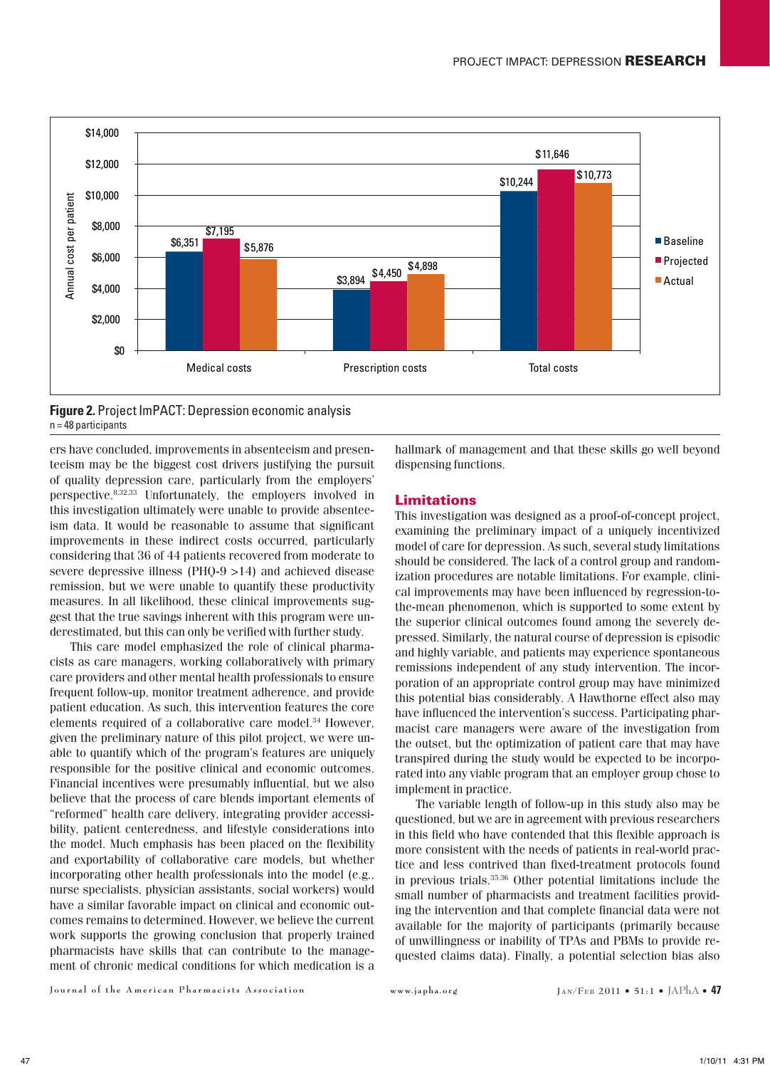| | Baseline | Projected | Actual |
|---|---|---|---|
| Medical costs | $6,351 | $7,195 | $5,876 |
| Prescription costs | $3,894 | $4,450 | $4,898 |
| Total costs | $10,244 | $11,646 | $10,773 |

**Figure 2.** Project ImPACT: Depression economic analysis
n = 48 participants

ers have concluded, improvements in absenteeism and presenteeism may be the biggest cost drivers justifying the pursuit of quality depression care, particularly from the employers' perspective.[8,32,33] Unfortunately, the employers involved in this investigation ultimately were unable to provide absenteeism data. It would be reasonable to assume that significant improvements in these indirect costs occurred, particularly considering that 36 of 44 patients recovered from moderate to severe depressive illness (PHQ-9 >14) and achieved disease remission, but we were unable to quantify these productivity measures. In all likelihood, these clinical improvements suggest that the true savings inherent with this program were underestimated, but this can only be verified with further study.

This care model emphasized the role of clinical pharmacists as care managers, working collaboratively with primary care providers and other mental health professionals to ensure frequent follow-up, monitor treatment adherence, and provide patient education. As such, this intervention features the core elements required of a collaborative care model.[34] However, given the preliminary nature of this pilot project, we were unable to quantify which of the program's features are uniquely responsible for the positive clinical and economic outcomes. Financial incentives were presumably influential, but we also believe that the process of care blends important elements of "reformed" health care delivery, integrating provider accessibility, patient centeredness, and lifestyle considerations into the model. Much emphasis has been placed on the flexibility and exportability of collaborative care models, but whether incorporating other health professionals into the model (e.g., nurse specialists, physician assistants, social workers) would have a similar favorable impact on clinical and economic outcomes remains to determined. However, we believe the current work supports the growing conclusion that properly trained pharmacists have skills that can contribute to the management of chronic medical conditions for which medication is a hallmark of management and that these skills go well beyond dispensing functions.

## Limitations

This investigation was designed as a proof-of-concept project, examining the preliminary impact of a uniquely incentivized model of care for depression. As such, several study limitations should be considered. The lack of a control group and randomization procedures are notable limitations. For example, clinical improvements may have been influenced by regression-to-the-mean phenomenon, which is supported to some extent by the superior clinical outcomes found among the severely depressed. Similarly, the natural course of depression is episodic and highly variable, and patients may experience spontaneous remissions independent of any study intervention. The incorporation of an appropriate control group may have minimized this potential bias considerably. A Hawthorne effect also may have influenced the intervention's success. Participating pharmacist care managers were aware of the investigation from the outset, but the optimization of patient care that may have transpired during the study would be expected to be incorporated into any viable program that an employer group chose to implement in practice.

The variable length of follow-up in this study also may be questioned, but we are in agreement with previous researchers in this field who have contended that this flexible approach is more consistent with the needs of patients in real-world practice and less contrived than fixed-treatment protocols found in previous trials.[35,36] Other potential limitations include the small number of pharmacists and treatment facilities providing the intervention and that complete financial data were not available for the majority of participants (primarily because of unwillingness or inability of TPAs and PBMs to provide requested claims data). Finally, a potential selection bias also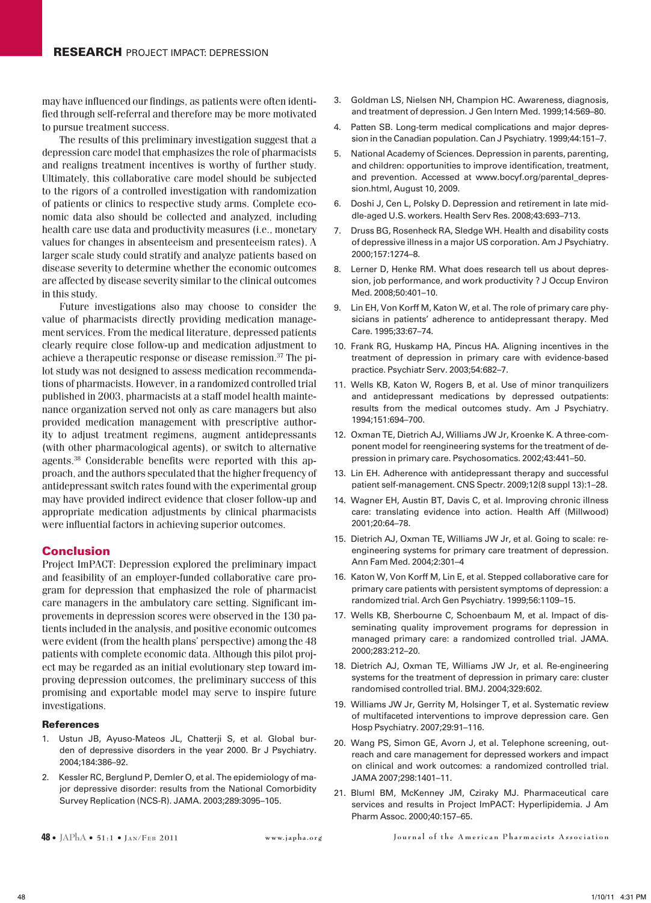may have influenced our findings, as patients were often identified through self-referral and therefore may be more motivated to pursue treatment success.

The results of this preliminary investigation suggest that a depression care model that emphasizes the role of pharmacists and realigns treatment incentives is worthy of further study. Ultimately, this collaborative care model should be subjected to the rigors of a controlled investigation with randomization of patients or clinics to respective study arms. Complete economic data also should be collected and analyzed, including health care use data and productivity measures (i.e., monetary values for changes in absenteeism and presenteeism rates). A larger scale study could stratify and analyze patients based on disease severity to determine whether the economic outcomes are affected by disease severity similar to the clinical outcomes in this study.

Future investigations also may choose to consider the value of pharmacists directly providing medication management services. From the medical literature, depressed patients clearly require close follow-up and medication adjustment to achieve a therapeutic response or disease remission.[37] The pilot study was not designed to assess medication recommendations of pharmacists. However, in a randomized controlled trial published in 2003, pharmacists at a staff model health maintenance organization served not only as care managers but also provided medication management with prescriptive authority to adjust treatment regimens, augment antidepressants (with other pharmacological agents), or switch to alternative agents.[38] Considerable benefits were reported with this approach, and the authors speculated that the higher frequency of antidepressant switch rates found with the experimental group may have provided indirect evidence that closer follow-up and appropriate medication adjustments by clinical pharmacists were influential factors in achieving superior outcomes.

## Conclusion

Project ImPACT: Depression explored the preliminary impact and feasibility of an employer-funded collaborative care program for depression that emphasized the role of pharmacist care managers in the ambulatory care setting. Significant improvements in depression scores were observed in the 130 patients included in the analysis, and positive economic outcomes were evident (from the health plans' perspective) among the 48 patients with complete economic data. Although this pilot project may be regarded as an initial evolutionary step toward improving depression outcomes, the preliminary success of this promising and exportable model may serve to inspire future investigations.

### References

1. Ustun JB, Ayuso-Mateos JL, Chatterji S, et al. Global burden of depressive disorders in the year 2000. Br J Psychiatry. 2004;184:386–92.
2. Kessler RC, Berglund P, Demler O, et al. The epidemiology of major depressive disorder: results from the National Comorbidity Survey Replication (NCS-R). JAMA. 2003;289:3095–105.
3. Goldman LS, Nielsen NH, Champion HC. Awareness, diagnosis, and treatment of depression. J Gen Intern Med. 1999;14:569–80.
4. Patten SB. Long-term medical complications and major depression in the Canadian population. Can J Psychiatry. 1999;44:151–7.
5. National Academy of Sciences. Depression in parents, parenting, and children: opportunities to improve identification, treatment, and prevention. Accessed at www.bocyf.org/parental_depression.html, August 10, 2009.
6. Doshi J, Cen L, Polsky D. Depression and retirement in late middle-aged U.S. workers. Health Serv Res. 2008;43:693–713.
7. Druss BG, Rosenheck RA, Sledge WH. Health and disability costs of depressive illness in a major US corporation. Am J Psychiatry. 2000;157:1274–8.
8. Lerner D, Henke RM. What does research tell us about depression, job performance, and work productivity ? J Occup Environ Med. 2008;50:401–10.
9. Lin EH, Von Korff M, Katon W, et al. The role of primary care physicians in patients' adherence to antidepressant therapy. Med Care. 1995;33:67–74.
10. Frank RG, Huskamp HA, Pincus HA. Aligning incentives in the treatment of depression in primary care with evidence-based practice. Psychiatr Serv. 2003;54:682–7.
11. Wells KB, Katon W, Rogers B, et al. Use of minor tranquilizers and antidepressant medications by depressed outpatients: results from the medical outcomes study. Am J Psychiatry. 1994;151:694–700.
12. Oxman TE, Dietrich AJ, Williams JW Jr, Kroenke K. A three-component model for reengineering systems for the treatment of depression in primary care. Psychosomatics. 2002;43:441–50.
13. Lin EH. Adherence with antidepressant therapy and successful patient self-management. CNS Spectr. 2009;12(8 suppl 13):1–28.
14. Wagner EH, Austin BT, Davis C, et al. Improving chronic illness care: translating evidence into action. Health Aff (Millwood) 2001;20:64–78.
15. Dietrich AJ, Oxman TE, Williams JW Jr, et al. Going to scale: reengineering systems for primary care treatment of depression. Ann Fam Med. 2004;2:301–4
16. Katon W, Von Korff M, Lin E, et al. Stepped collaborative care for primary care patients with persistent symptoms of depression: a randomized trial. Arch Gen Psychiatry. 1999;56:1109–15.
17. Wells KB, Sherbourne C, Schoenbaum M, et al. Impact of disseminating quality improvement programs for depression in managed primary care: a randomized controlled trial. JAMA. 2000;283:212–20.
18. Dietrich AJ, Oxman TE, Williams JW Jr, et al. Re-engineering systems for the treatment of depression in primary care: cluster randomised controlled trial. BMJ. 2004;329:602.
19. Williams JW Jr, Gerrity M, Holsinger T, et al. Systematic review of multifaceted interventions to improve depression care. Gen Hosp Psychiatry. 2007;29:91–116.
20. Wang PS, Simon GE, Avorn J, et al. Telephone screening, outreach and care management for depressed workers and impact on clinical and work outcomes: a randomized controlled trial. JAMA 2007;298:1401–11.
21. Bluml BM, McKenney JM, Cziraky MJ. Pharmaceutical care services and results in Project ImPACT: Hyperlipidemia. J Am Pharm Assoc. 2000;40:157–65.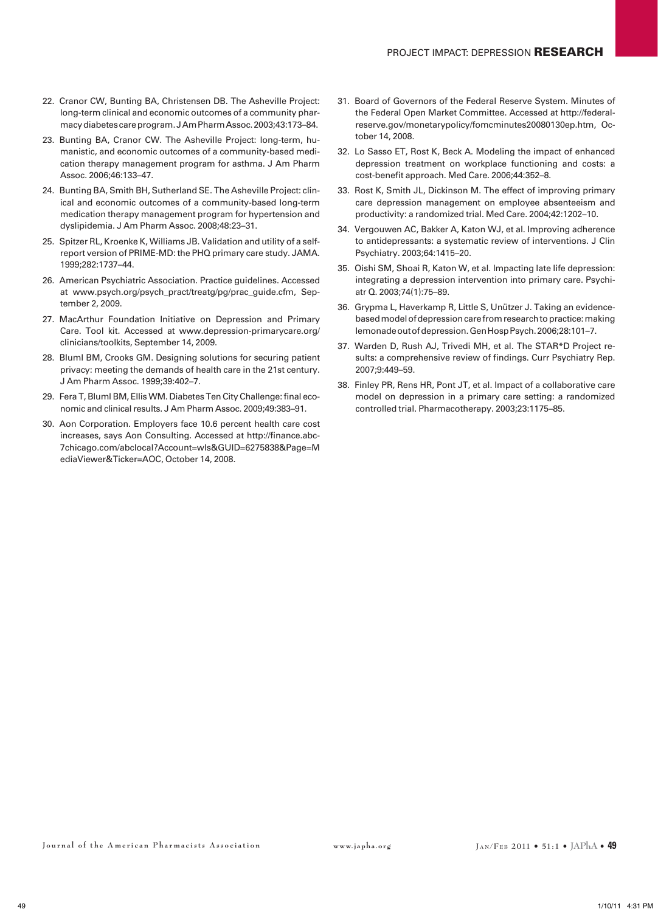22. Cranor CW, Bunting BA, Christensen DB. The Asheville Project: long-term clinical and economic outcomes of a community pharmacy diabetes care program. J Am Pharm Assoc. 2003;43:173–84.
23. Bunting BA, Cranor CW. The Asheville Project: long-term, humanistic, and economic outcomes of a community-based medication therapy management program for asthma. J Am Pharm Assoc. 2006;46:133–47.
24. Bunting BA, Smith BH, Sutherland SE. The Asheville Project: clinical and economic outcomes of a community-based long-term medication therapy management program for hypertension and dyslipidemia. J Am Pharm Assoc. 2008;48:23–31.
25. Spitzer RL, Kroenke K, Williams JB. Validation and utility of a self-report version of PRIME-MD: the PHQ primary care study. JAMA. 1999;282:1737–44.
26. American Psychiatric Association. Practice guidelines. Accessed at www.psych.org/psych_pract/treatg/pg/prac_guide.cfm, September 2, 2009.
27. MacArthur Foundation Initiative on Depression and Primary Care. Tool kit. Accessed at www.depression-primarycare.org/clinicians/toolkits, September 14, 2009.
28. Bluml BM, Crooks GM. Designing solutions for securing patient privacy: meeting the demands of health care in the 21st century. J Am Pharm Assoc. 1999;39:402–7.
29. Fera T, Bluml BM, Ellis WM. Diabetes Ten City Challenge: final economic and clinical results. J Am Pharm Assoc. 2009;49:383–91.
30. Aon Corporation. Employers face 10.6 percent health care cost increases, says Aon Consulting. Accessed at http://finance.abc-7chicago.com/abclocal?Account=wls&GUID=6275838&Page=MediaViewer&Ticker=AOC, October 14, 2008.
31. Board of Governors of the Federal Reserve System. Minutes of the Federal Open Market Committee. Accessed at http://federalreserve.gov/monetarypolicy/fomcminutes20080130ep.htm, October 14, 2008.
32. Lo Sasso ET, Rost K, Beck A. Modeling the impact of enhanced depression treatment on workplace functioning and costs: a cost-benefit approach. Med Care. 2006;44:352–8.
33. Rost K, Smith JL, Dickinson M. The effect of improving primary care depression management on employee absenteeism and productivity: a randomized trial. Med Care. 2004;42:1202–10.
34. Vergouwen AC, Bakker A, Katon WJ, et al. Improving adherence to antidepressants: a systematic review of interventions. J Clin Psychiatry. 2003;64:1415–20.
35. Oishi SM, Shoai R, Katon W, et al. Impacting late life depression: integrating a depression intervention into primary care. Psychiatr Q. 2003;74(1):75–89.
36. Grypma L, Haverkamp R, Little S, Unützer J. Taking an evidence-based model of depression care from research to practice: making lemonade out of depression. Gen Hosp Psych. 2006;28:101–7.
37. Warden D, Rush AJ, Trivedi MH, et al. The STAR*D Project results: a comprehensive review of findings. Curr Psychiatry Rep. 2007;9:449–59.
38. Finley PR, Rens HR, Pont JT, et al. Impact of a collaborative care model on depression in a primary care setting: a randomized controlled trial. Pharmacotherapy. 2003;23:1175–85.